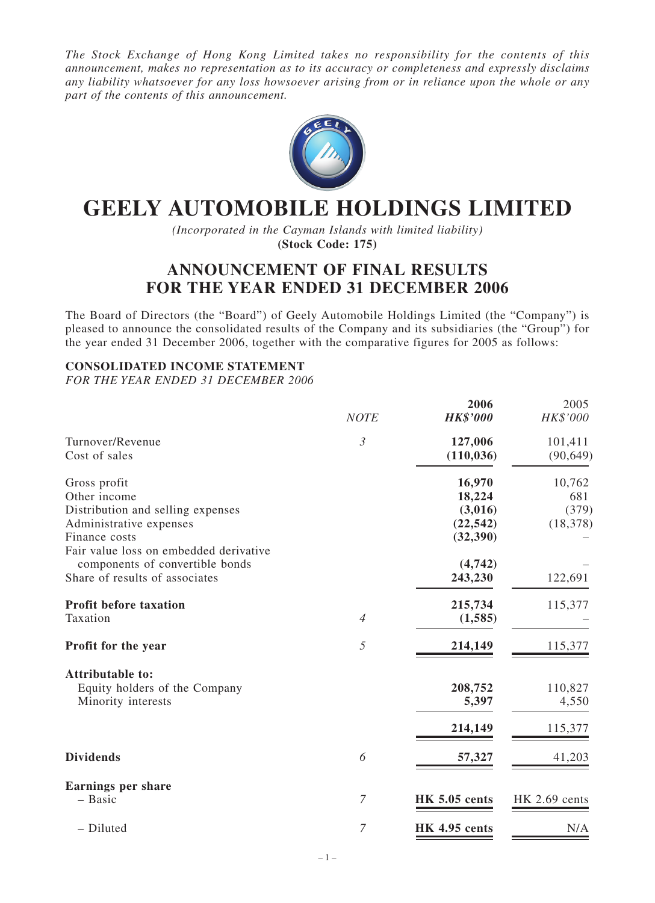*The Stock Exchange of Hong Kong Limited takes no responsibility for the contents of this announcement, makes no representation as to its accuracy or completeness and expressly disclaims any liability whatsoever for any loss howsoever arising from or in reliance upon the whole or any part of the contents of this announcement.*

# GEELY AUTOMOBILE HOLDINGS LIMITED

*(Incorporated in the Cayman Islands with limited liability)*
**(Stock Code: 175)**

## ANNOUNCEMENT OF FINAL RESULTS FOR THE YEAR ENDED 31 DECEMBER 2006

The Board of Directors (the "Board") of Geely Automobile Holdings Limited (the "Company") is pleased to announce the consolidated results of the Company and its subsidiaries (the "Group") for the year ended 31 December 2006, together with the comparative figures for 2005 as follows:

**CONSOLIDATED INCOME STATEMENT**
*FOR THE YEAR ENDED 31 DECEMBER 2006*

| | *NOTE* | **2006** *HK$'000* | 2005 *HK$'000* |
|---|---|---|---|
| Turnover/Revenue | *3* | **127,006** | 101,411 |
| Cost of sales | | **(110,036)** | (90,649) |
| Gross profit | | **16,970** | 10,762 |
| Other income | | **18,224** | 681 |
| Distribution and selling expenses | | **(3,016)** | (379) |
| Administrative expenses | | **(22,542)** | (18,378) |
| Finance costs | | **(32,390)** | – |
| Fair value loss on embedded derivative components of convertible bonds | | **(4,742)** | – |
| Share of results of associates | | **243,230** | 122,691 |
| **Profit before taxation** | | **215,734** | 115,377 |
| Taxation | *4* | **(1,585)** | – |
| **Profit for the year** | *5* | **214,149** | 115,377 |
| **Attributable to:** | | | |
| Equity holders of the Company | | **208,752** | 110,827 |
| Minority interests | | **5,397** | 4,550 |
| | | **214,149** | 115,377 |
| **Dividends** | *6* | **57,327** | 41,203 |
| **Earnings per share** | | | |
| – Basic | *7* | **HK 5.05 cents** | HK 2.69 cents |
| – Diluted | *7* | **HK 4.95 cents** | N/A |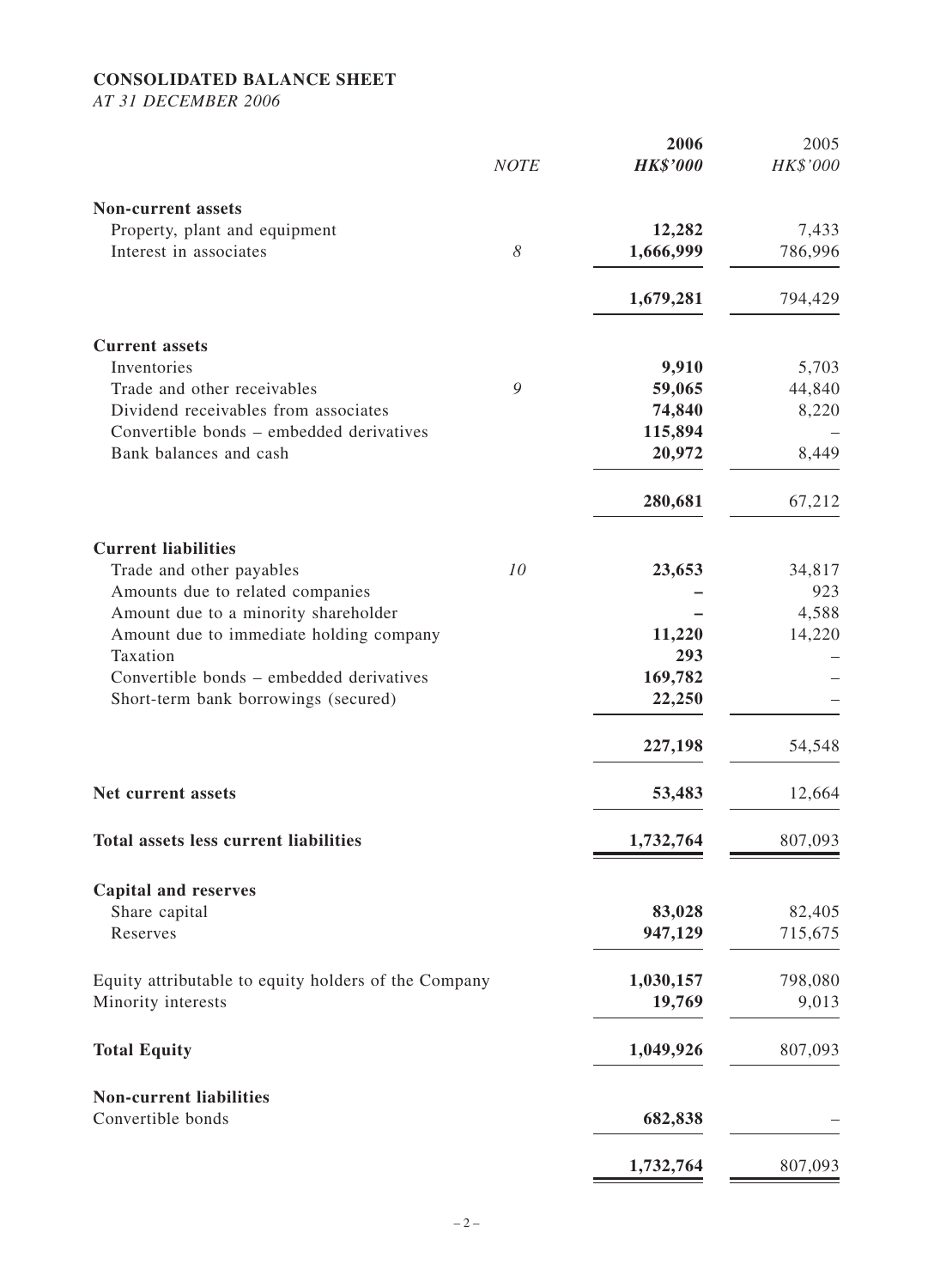# CONSOLIDATED BALANCE SHEET

*AT 31 DECEMBER 2006*

| | *NOTE* | **2006** *HK$'000* | 2005 *HK$'000* |
|---|---|---|---|
| **Non-current assets** | | | |
| Property, plant and equipment | | **12,282** | 7,433 |
| Interest in associates | *8* | **1,666,999** | 786,996 |
| | | **1,679,281** | 794,429 |
| **Current assets** | | | |
| Inventories | | **9,910** | 5,703 |
| Trade and other receivables | *9* | **59,065** | 44,840 |
| Dividend receivables from associates | | **74,840** | 8,220 |
| Convertible bonds – embedded derivatives | | **115,894** | – |
| Bank balances and cash | | **20,972** | 8,449 |
| | | **280,681** | 67,212 |
| **Current liabilities** | | | |
| Trade and other payables | *10* | **23,653** | 34,817 |
| Amounts due to related companies | | **–** | 923 |
| Amount due to a minority shareholder | | **–** | 4,588 |
| Amount due to immediate holding company | | **11,220** | 14,220 |
| Taxation | | **293** | – |
| Convertible bonds – embedded derivatives | | **169,782** | – |
| Short-term bank borrowings (secured) | | **22,250** | – |
| | | **227,198** | 54,548 |
| **Net current assets** | | **53,483** | 12,664 |
| **Total assets less current liabilities** | | **1,732,764** | 807,093 |
| **Capital and reserves** | | | |
| Share capital | | **83,028** | 82,405 |
| Reserves | | **947,129** | 715,675 |
| Equity attributable to equity holders of the Company | | **1,030,157** | 798,080 |
| Minority interests | | **19,769** | 9,013 |
| **Total Equity** | | **1,049,926** | 807,093 |
| **Non-current liabilities** | | | |
| Convertible bonds | | **682,838** | – |
| | | **1,732,764** | 807,093 |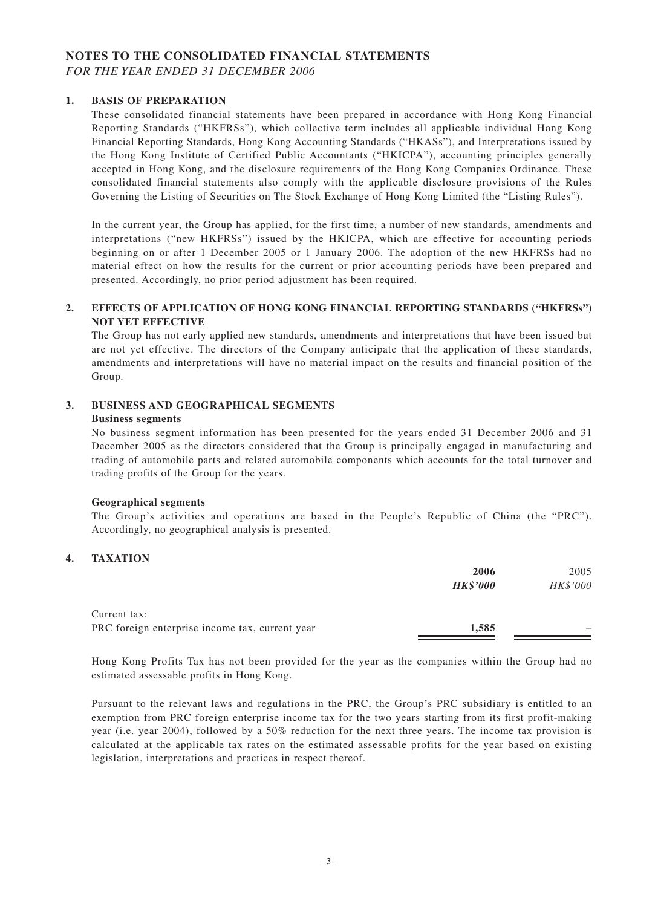# NOTES TO THE CONSOLIDATED FINANCIAL STATEMENTS

*FOR THE YEAR ENDED 31 DECEMBER 2006*

## 1. BASIS OF PREPARATION

These consolidated financial statements have been prepared in accordance with Hong Kong Financial Reporting Standards ("HKFRSs"), which collective term includes all applicable individual Hong Kong Financial Reporting Standards, Hong Kong Accounting Standards ("HKASs"), and Interpretations issued by the Hong Kong Institute of Certified Public Accountants ("HKICPA"), accounting principles generally accepted in Hong Kong, and the disclosure requirements of the Hong Kong Companies Ordinance. These consolidated financial statements also comply with the applicable disclosure provisions of the Rules Governing the Listing of Securities on The Stock Exchange of Hong Kong Limited (the "Listing Rules").

In the current year, the Group has applied, for the first time, a number of new standards, amendments and interpretations ("new HKFRSs") issued by the HKICPA, which are effective for accounting periods beginning on or after 1 December 2005 or 1 January 2006. The adoption of the new HKFRSs had no material effect on how the results for the current or prior accounting periods have been prepared and presented. Accordingly, no prior period adjustment has been required.

## 2. EFFECTS OF APPLICATION OF HONG KONG FINANCIAL REPORTING STANDARDS ("HKFRSs") NOT YET EFFECTIVE

The Group has not early applied new standards, amendments and interpretations that have been issued but are not yet effective. The directors of the Company anticipate that the application of these standards, amendments and interpretations will have no material impact on the results and financial position of the Group.

## 3. BUSINESS AND GEOGRAPHICAL SEGMENTS

**Business segments**

No business segment information has been presented for the years ended 31 December 2006 and 31 December 2005 as the directors considered that the Group is principally engaged in manufacturing and trading of automobile parts and related automobile components which accounts for the total turnover and trading profits of the Group for the years.

**Geographical segments**

The Group's activities and operations are based in the People's Republic of China (the "PRC"). Accordingly, no geographical analysis is presented.

## 4. TAXATION

| | **2006** | 2005 |
|---|---|---|
| | ***HK$'000*** | *HK$'000* |
| Current tax: | | |
| PRC foreign enterprise income tax, current year | **1,585** | – |

Hong Kong Profits Tax has not been provided for the year as the companies within the Group had no estimated assessable profits in Hong Kong.

Pursuant to the relevant laws and regulations in the PRC, the Group's PRC subsidiary is entitled to an exemption from PRC foreign enterprise income tax for the two years starting from its first profit-making year (i.e. year 2004), followed by a 50% reduction for the next three years. The income tax provision is calculated at the applicable tax rates on the estimated assessable profits for the year based on existing legislation, interpretations and practices in respect thereof.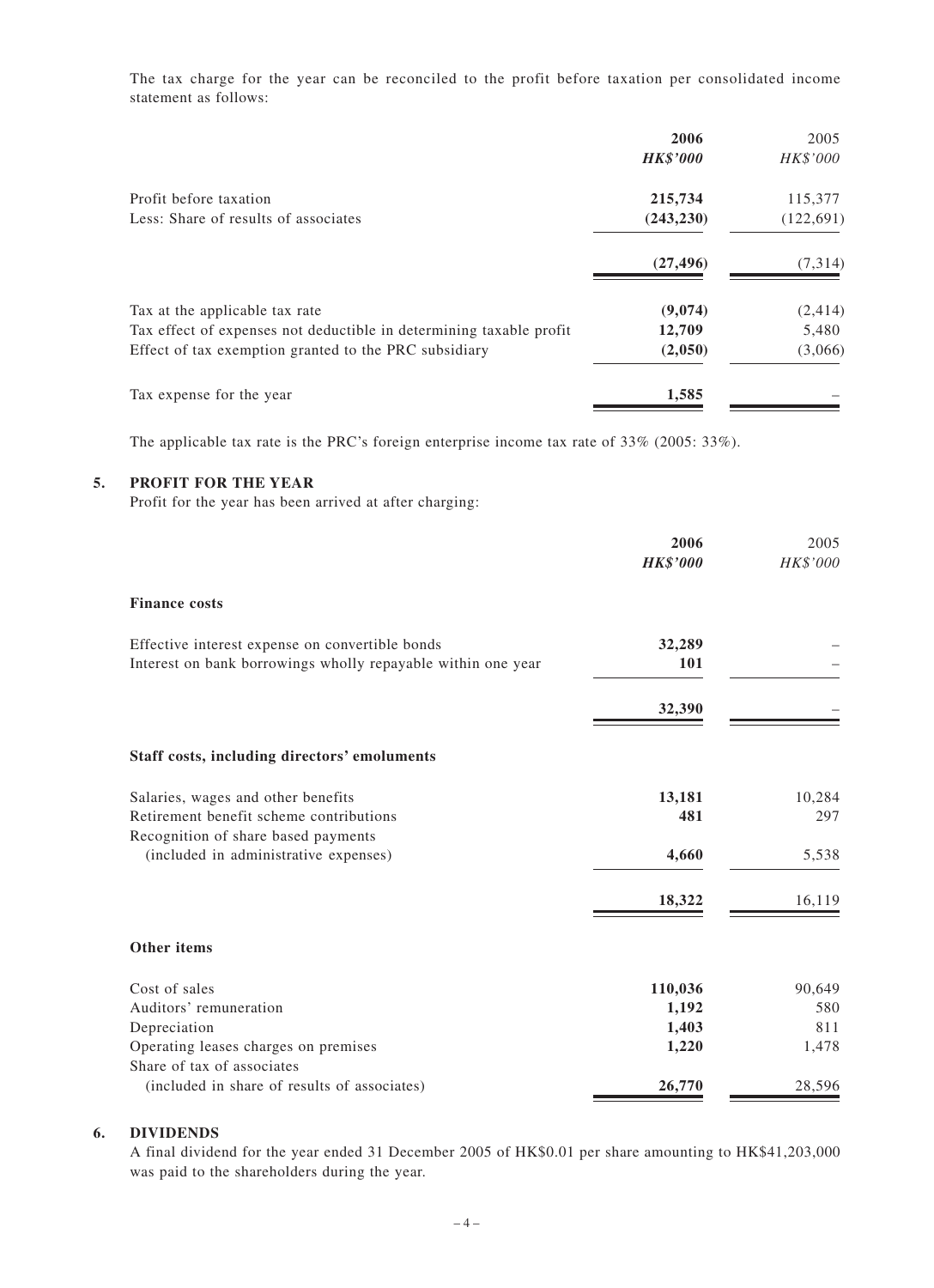The tax charge for the year can be reconciled to the profit before taxation per consolidated income statement as follows:

| | 2006 | 2005 |
|---|---|---|
| | *HK$'000* | *HK$'000* |
| Profit before taxation | **215,734** | 115,377 |
| Less: Share of results of associates | **(243,230)** | (122,691) |
| | **(27,496)** | (7,314) |
| Tax at the applicable tax rate | **(9,074)** | (2,414) |
| Tax effect of expenses not deductible in determining taxable profit | **12,709** | 5,480 |
| Effect of tax exemption granted to the PRC subsidiary | **(2,050)** | (3,066) |
| Tax expense for the year | **1,585** | – |

The applicable tax rate is the PRC's foreign enterprise income tax rate of 33% (2005: 33%).

## 5. PROFIT FOR THE YEAR

Profit for the year has been arrived at after charging:

| | 2006 | 2005 |
|---|---|---|
| | *HK$'000* | *HK$'000* |
| **Finance costs** | | |
| Effective interest expense on convertible bonds | **32,289** | – |
| Interest on bank borrowings wholly repayable within one year | **101** | – |
| | **32,390** | – |
| **Staff costs, including directors' emoluments** | | |
| Salaries, wages and other benefits | **13,181** | 10,284 |
| Retirement benefit scheme contributions | **481** | 297 |
| Recognition of share based payments (included in administrative expenses) | **4,660** | 5,538 |
| | **18,322** | 16,119 |
| **Other items** | | |
| Cost of sales | **110,036** | 90,649 |
| Auditors' remuneration | **1,192** | 580 |
| Depreciation | **1,403** | 811 |
| Operating leases charges on premises | **1,220** | 1,478 |
| Share of tax of associates (included in share of results of associates) | **26,770** | 28,596 |

## 6. DIVIDENDS

A final dividend for the year ended 31 December 2005 of HK$0.01 per share amounting to HK$41,203,000 was paid to the shareholders during the year.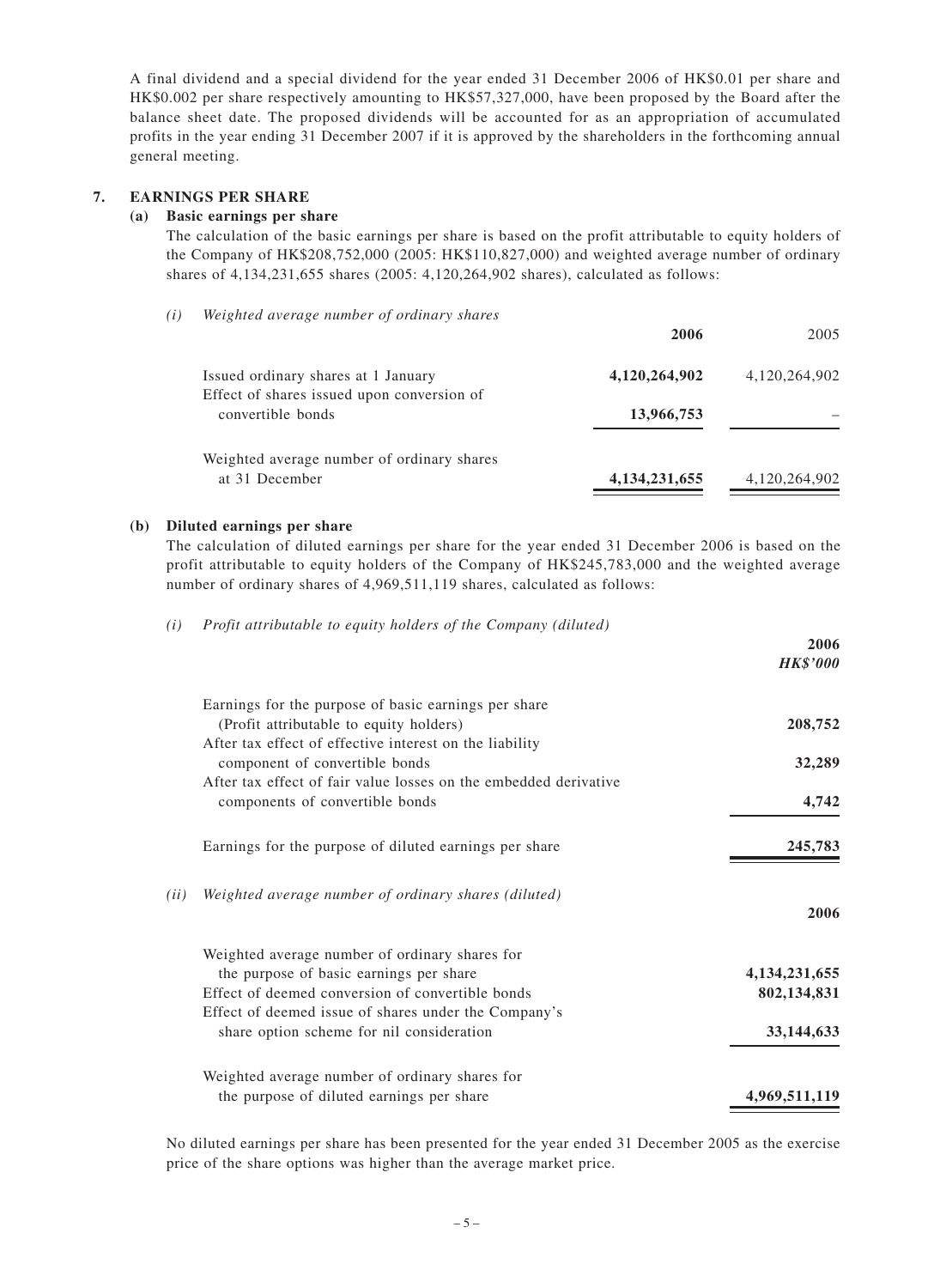A final dividend and a special dividend for the year ended 31 December 2006 of HK$0.01 per share and HK$0.002 per share respectively amounting to HK$57,327,000, have been proposed by the Board after the balance sheet date. The proposed dividends will be accounted for as an appropriation of accumulated profits in the year ending 31 December 2007 if it is approved by the shareholders in the forthcoming annual general meeting.

## 7. EARNINGS PER SHARE

### (a) Basic earnings per share

The calculation of the basic earnings per share is based on the profit attributable to equity holders of the Company of HK$208,752,000 (2005: HK$110,827,000) and weighted average number of ordinary shares of 4,134,231,655 shares (2005: 4,120,264,902 shares), calculated as follows:

*(i) Weighted average number of ordinary shares*

| | **2006** | 2005 |
|---|---|---|
| Issued ordinary shares at 1 January | **4,120,264,902** | 4,120,264,902 |
| Effect of shares issued upon conversion of convertible bonds | **13,966,753** | – |
| Weighted average number of ordinary shares at 31 December | **4,134,231,655** | 4,120,264,902 |

### (b) Diluted earnings per share

The calculation of diluted earnings per share for the year ended 31 December 2006 is based on the profit attributable to equity holders of the Company of HK$245,783,000 and the weighted average number of ordinary shares of 4,969,511,119 shares, calculated as follows:

*(i) Profit attributable to equity holders of the Company (diluted)*

| | **2006** |
|---|---|
| | ***HK$'000*** |
| Earnings for the purpose of basic earnings per share (Profit attributable to equity holders) | **208,752** |
| After tax effect of effective interest on the liability component of convertible bonds | **32,289** |
| After tax effect of fair value losses on the embedded derivative components of convertible bonds | **4,742** |
| Earnings for the purpose of diluted earnings per share | **245,783** |

*(ii) Weighted average number of ordinary shares (diluted)*

| | **2006** |
|---|---|
| Weighted average number of ordinary shares for the purpose of basic earnings per share | **4,134,231,655** |
| Effect of deemed conversion of convertible bonds | **802,134,831** |
| Effect of deemed issue of shares under the Company's share option scheme for nil consideration | **33,144,633** |
| Weighted average number of ordinary shares for the purpose of diluted earnings per share | **4,969,511,119** |

No diluted earnings per share has been presented for the year ended 31 December 2005 as the exercise price of the share options was higher than the average market price.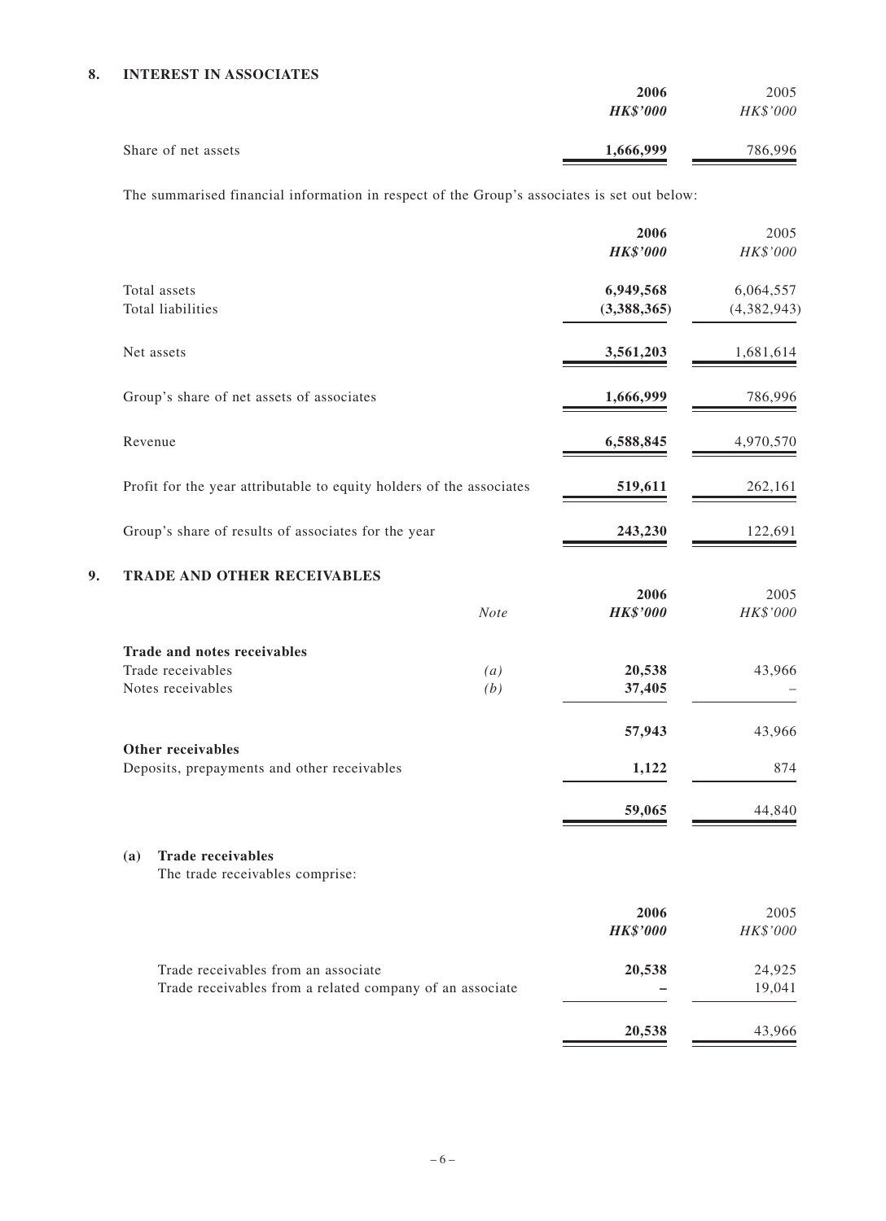## 8. INTEREST IN ASSOCIATES

| | 2006 | 2005 |
|---|---|---|
| | ***HK$'000*** | *HK$'000* |
| Share of net assets | **1,666,999** | 786,996 |

The summarised financial information in respect of the Group's associates is set out below:

| | 2006 | 2005 |
|---|---|---|
| | ***HK$'000*** | *HK$'000* |
| Total assets | **6,949,568** | 6,064,557 |
| Total liabilities | **(3,388,365)** | (4,382,943) |
| Net assets | **3,561,203** | 1,681,614 |
| Group's share of net assets of associates | **1,666,999** | 786,996 |
| Revenue | **6,588,845** | 4,970,570 |
| Profit for the year attributable to equity holders of the associates | **519,611** | 262,161 |
| Group's share of results of associates for the year | **243,230** | 122,691 |

## 9. TRADE AND OTHER RECEIVABLES

| | Note | 2006 | 2005 |
|---|---|---|---|
| | | ***HK$'000*** | *HK$'000* |
| **Trade and notes receivables** | | | |
| Trade receivables | *(a)* | **20,538** | 43,966 |
| Notes receivables | *(b)* | **37,405** | – |
| | | **57,943** | 43,966 |
| **Other receivables** | | | |
| Deposits, prepayments and other receivables | | **1,122** | 874 |
| | | **59,065** | 44,840 |

### (a) Trade receivables

The trade receivables comprise:

| | 2006 | 2005 |
|---|---|---|
| | ***HK$'000*** | *HK$'000* |
| Trade receivables from an associate | **20,538** | 24,925 |
| Trade receivables from a related company of an associate | **–** | 19,041 |
| | **20,538** | 43,966 |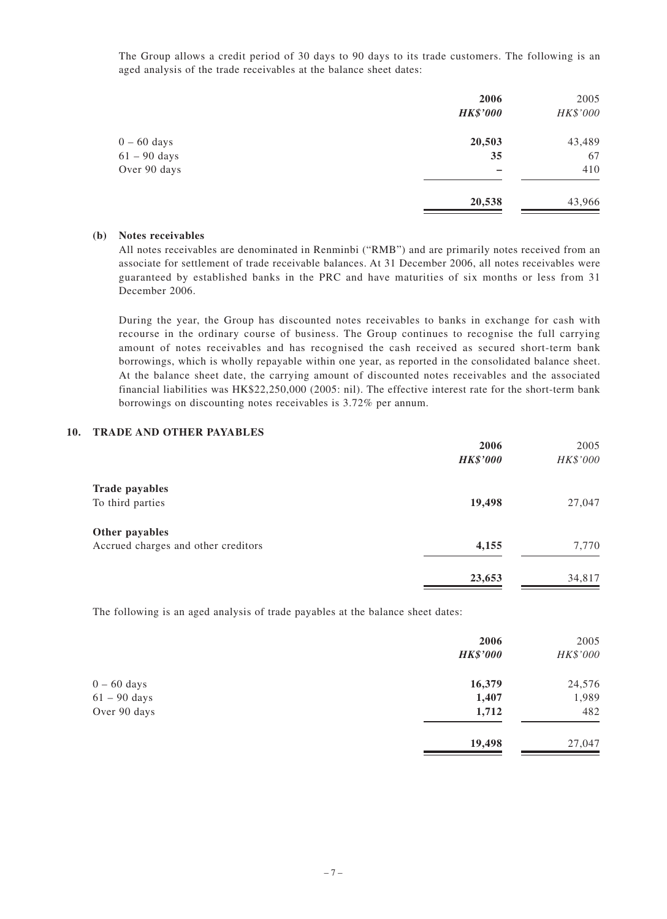The Group allows a credit period of 30 days to 90 days to its trade customers. The following is an aged analysis of the trade receivables at the balance sheet dates:

| | 2006 | 2005 |
|---|---|---|
| | ***HK$'000*** | *HK$'000* |
| 0 – 60 days | **20,503** | 43,489 |
| 61 – 90 days | **35** | 67 |
| Over 90 days | **–** | 410 |
| | **20,538** | 43,966 |

**(b) Notes receivables**

All notes receivables are denominated in Renminbi ("RMB") and are primarily notes received from an associate for settlement of trade receivable balances. At 31 December 2006, all notes receivables were guaranteed by established banks in the PRC and have maturities of six months or less from 31 December 2006.

During the year, the Group has discounted notes receivables to banks in exchange for cash with recourse in the ordinary course of business. The Group continues to recognise the full carrying amount of notes receivables and has recognised the cash received as secured short-term bank borrowings, which is wholly repayable within one year, as reported in the consolidated balance sheet. At the balance sheet date, the carrying amount of discounted notes receivables and the associated financial liabilities was HK$22,250,000 (2005: nil). The effective interest rate for the short-term bank borrowings on discounting notes receivables is 3.72% per annum.

## 10. TRADE AND OTHER PAYABLES

| | 2006 | 2005 |
|---|---|---|
| | ***HK$'000*** | *HK$'000* |
| **Trade payables** | | |
| To third parties | **19,498** | 27,047 |
| **Other payables** | | |
| Accrued charges and other creditors | **4,155** | 7,770 |
| | **23,653** | 34,817 |

The following is an aged analysis of trade payables at the balance sheet dates:

| | 2006 | 2005 |
|---|---|---|
| | ***HK$'000*** | *HK$'000* |
| 0 – 60 days | **16,379** | 24,576 |
| 61 – 90 days | **1,407** | 1,989 |
| Over 90 days | **1,712** | 482 |
| | **19,498** | 27,047 |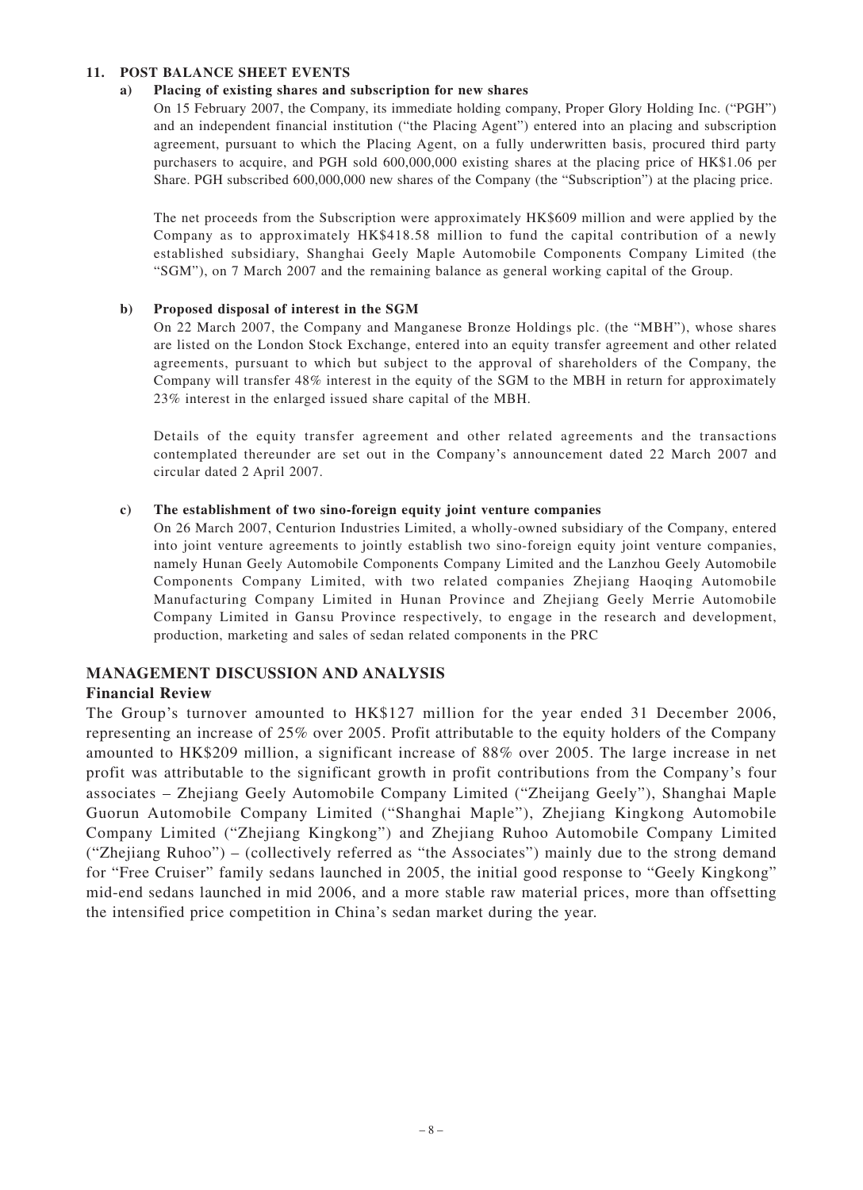## 11. POST BALANCE SHEET EVENTS

### a) Placing of existing shares and subscription for new shares

On 15 February 2007, the Company, its immediate holding company, Proper Glory Holding Inc. ("PGH") and an independent financial institution ("the Placing Agent") entered into an placing and subscription agreement, pursuant to which the Placing Agent, on a fully underwritten basis, procured third party purchasers to acquire, and PGH sold 600,000,000 existing shares at the placing price of HK$1.06 per Share. PGH subscribed 600,000,000 new shares of the Company (the "Subscription") at the placing price.

The net proceeds from the Subscription were approximately HK$609 million and were applied by the Company as to approximately HK$418.58 million to fund the capital contribution of a newly established subsidiary, Shanghai Geely Maple Automobile Components Company Limited (the "SGM"), on 7 March 2007 and the remaining balance as general working capital of the Group.

### b) Proposed disposal of interest in the SGM

On 22 March 2007, the Company and Manganese Bronze Holdings plc. (the "MBH"), whose shares are listed on the London Stock Exchange, entered into an equity transfer agreement and other related agreements, pursuant to which but subject to the approval of shareholders of the Company, the Company will transfer 48% interest in the equity of the SGM to the MBH in return for approximately 23% interest in the enlarged issued share capital of the MBH.

Details of the equity transfer agreement and other related agreements and the transactions contemplated thereunder are set out in the Company's announcement dated 22 March 2007 and circular dated 2 April 2007.

### c) The establishment of two sino-foreign equity joint venture companies

On 26 March 2007, Centurion Industries Limited, a wholly-owned subsidiary of the Company, entered into joint venture agreements to jointly establish two sino-foreign equity joint venture companies, namely Hunan Geely Automobile Components Company Limited and the Lanzhou Geely Automobile Components Company Limited, with two related companies Zhejiang Haoqing Automobile Manufacturing Company Limited in Hunan Province and Zhejiang Geely Merrie Automobile Company Limited in Gansu Province respectively, to engage in the research and development, production, marketing and sales of sedan related components in the PRC

# MANAGEMENT DISCUSSION AND ANALYSIS

## Financial Review

The Group's turnover amounted to HK$127 million for the year ended 31 December 2006, representing an increase of 25% over 2005. Profit attributable to the equity holders of the Company amounted to HK$209 million, a significant increase of 88% over 2005. The large increase in net profit was attributable to the significant growth in profit contributions from the Company's four associates – Zhejiang Geely Automobile Company Limited ("Zheijang Geely"), Shanghai Maple Guorun Automobile Company Limited ("Shanghai Maple"), Zhejiang Kingkong Automobile Company Limited ("Zhejiang Kingkong") and Zhejiang Ruhoo Automobile Company Limited ("Zhejiang Ruhoo") – (collectively referred as "the Associates") mainly due to the strong demand for "Free Cruiser" family sedans launched in 2005, the initial good response to "Geely Kingkong" mid-end sedans launched in mid 2006, and a more stable raw material prices, more than offsetting the intensified price competition in China's sedan market during the year.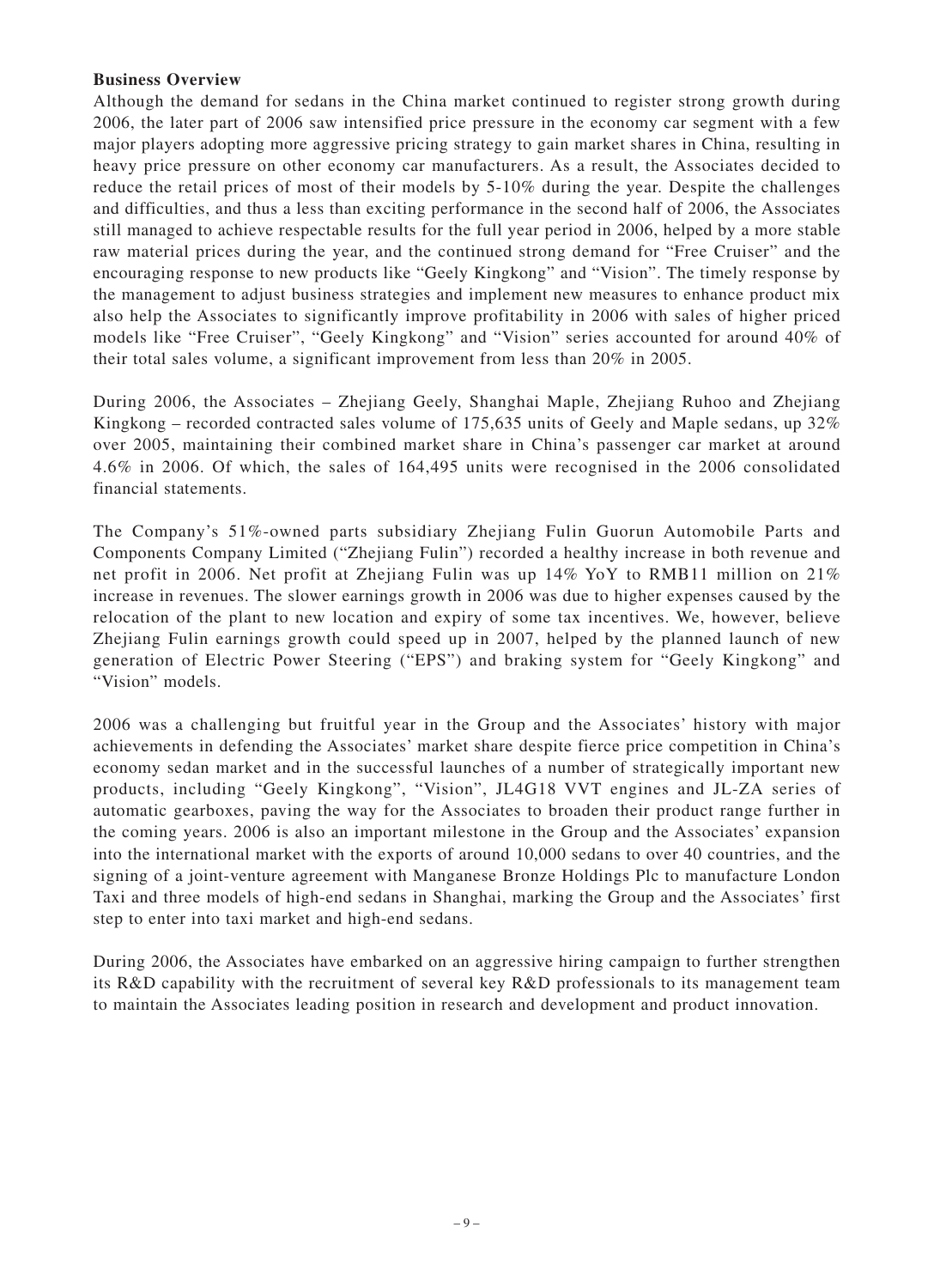**Business Overview**

Although the demand for sedans in the China market continued to register strong growth during 2006, the later part of 2006 saw intensified price pressure in the economy car segment with a few major players adopting more aggressive pricing strategy to gain market shares in China, resulting in heavy price pressure on other economy car manufacturers. As a result, the Associates decided to reduce the retail prices of most of their models by 5-10% during the year. Despite the challenges and difficulties, and thus a less than exciting performance in the second half of 2006, the Associates still managed to achieve respectable results for the full year period in 2006, helped by a more stable raw material prices during the year, and the continued strong demand for "Free Cruiser" and the encouraging response to new products like "Geely Kingkong" and "Vision". The timely response by the management to adjust business strategies and implement new measures to enhance product mix also help the Associates to significantly improve profitability in 2006 with sales of higher priced models like "Free Cruiser", "Geely Kingkong" and "Vision" series accounted for around 40% of their total sales volume, a significant improvement from less than 20% in 2005.

During 2006, the Associates – Zhejiang Geely, Shanghai Maple, Zhejiang Ruhoo and Zhejiang Kingkong – recorded contracted sales volume of 175,635 units of Geely and Maple sedans, up 32% over 2005, maintaining their combined market share in China's passenger car market at around 4.6% in 2006. Of which, the sales of 164,495 units were recognised in the 2006 consolidated financial statements.

The Company's 51%-owned parts subsidiary Zhejiang Fulin Guorun Automobile Parts and Components Company Limited ("Zhejiang Fulin") recorded a healthy increase in both revenue and net profit in 2006. Net profit at Zhejiang Fulin was up 14% YoY to RMB11 million on 21% increase in revenues. The slower earnings growth in 2006 was due to higher expenses caused by the relocation of the plant to new location and expiry of some tax incentives. We, however, believe Zhejiang Fulin earnings growth could speed up in 2007, helped by the planned launch of new generation of Electric Power Steering ("EPS") and braking system for "Geely Kingkong" and "Vision" models.

2006 was a challenging but fruitful year in the Group and the Associates' history with major achievements in defending the Associates' market share despite fierce price competition in China's economy sedan market and in the successful launches of a number of strategically important new products, including "Geely Kingkong", "Vision", JL4G18 VVT engines and JL-ZA series of automatic gearboxes, paving the way for the Associates to broaden their product range further in the coming years. 2006 is also an important milestone in the Group and the Associates' expansion into the international market with the exports of around 10,000 sedans to over 40 countries, and the signing of a joint-venture agreement with Manganese Bronze Holdings Plc to manufacture London Taxi and three models of high-end sedans in Shanghai, marking the Group and the Associates' first step to enter into taxi market and high-end sedans.

During 2006, the Associates have embarked on an aggressive hiring campaign to further strengthen its R&D capability with the recruitment of several key R&D professionals to its management team to maintain the Associates leading position in research and development and product innovation.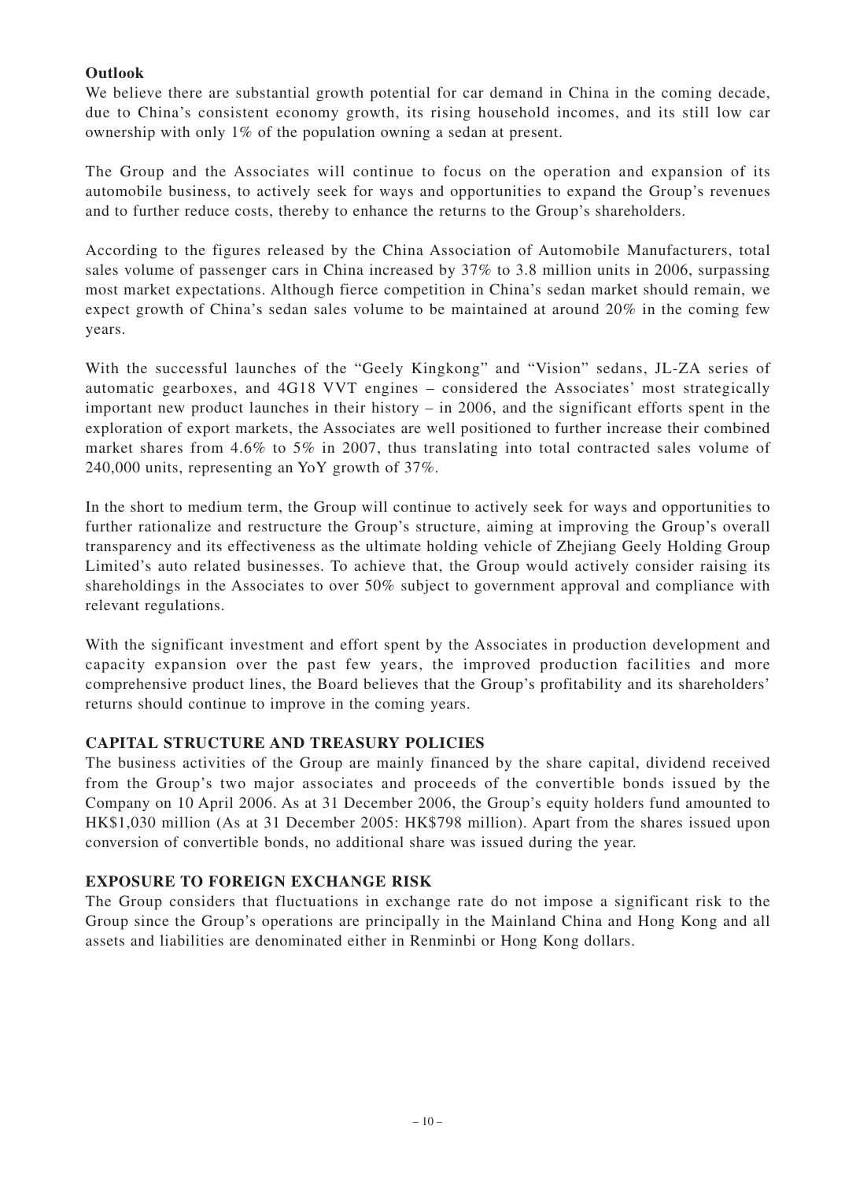**Outlook**

We believe there are substantial growth potential for car demand in China in the coming decade, due to China's consistent economy growth, its rising household incomes, and its still low car ownership with only 1% of the population owning a sedan at present.

The Group and the Associates will continue to focus on the operation and expansion of its automobile business, to actively seek for ways and opportunities to expand the Group's revenues and to further reduce costs, thereby to enhance the returns to the Group's shareholders.

According to the figures released by the China Association of Automobile Manufacturers, total sales volume of passenger cars in China increased by 37% to 3.8 million units in 2006, surpassing most market expectations. Although fierce competition in China's sedan market should remain, we expect growth of China's sedan sales volume to be maintained at around 20% in the coming few years.

With the successful launches of the "Geely Kingkong" and "Vision" sedans, JL-ZA series of automatic gearboxes, and 4G18 VVT engines – considered the Associates' most strategically important new product launches in their history – in 2006, and the significant efforts spent in the exploration of export markets, the Associates are well positioned to further increase their combined market shares from 4.6% to 5% in 2007, thus translating into total contracted sales volume of 240,000 units, representing an YoY growth of 37%.

In the short to medium term, the Group will continue to actively seek for ways and opportunities to further rationalize and restructure the Group's structure, aiming at improving the Group's overall transparency and its effectiveness as the ultimate holding vehicle of Zhejiang Geely Holding Group Limited's auto related businesses. To achieve that, the Group would actively consider raising its shareholdings in the Associates to over 50% subject to government approval and compliance with relevant regulations.

With the significant investment and effort spent by the Associates in production development and capacity expansion over the past few years, the improved production facilities and more comprehensive product lines, the Board believes that the Group's profitability and its shareholders' returns should continue to improve in the coming years.

## CAPITAL STRUCTURE AND TREASURY POLICIES

The business activities of the Group are mainly financed by the share capital, dividend received from the Group's two major associates and proceeds of the convertible bonds issued by the Company on 10 April 2006. As at 31 December 2006, the Group's equity holders fund amounted to HK$1,030 million (As at 31 December 2005: HK$798 million). Apart from the shares issued upon conversion of convertible bonds, no additional share was issued during the year.

## EXPOSURE TO FOREIGN EXCHANGE RISK

The Group considers that fluctuations in exchange rate do not impose a significant risk to the Group since the Group's operations are principally in the Mainland China and Hong Kong and all assets and liabilities are denominated either in Renminbi or Hong Kong dollars.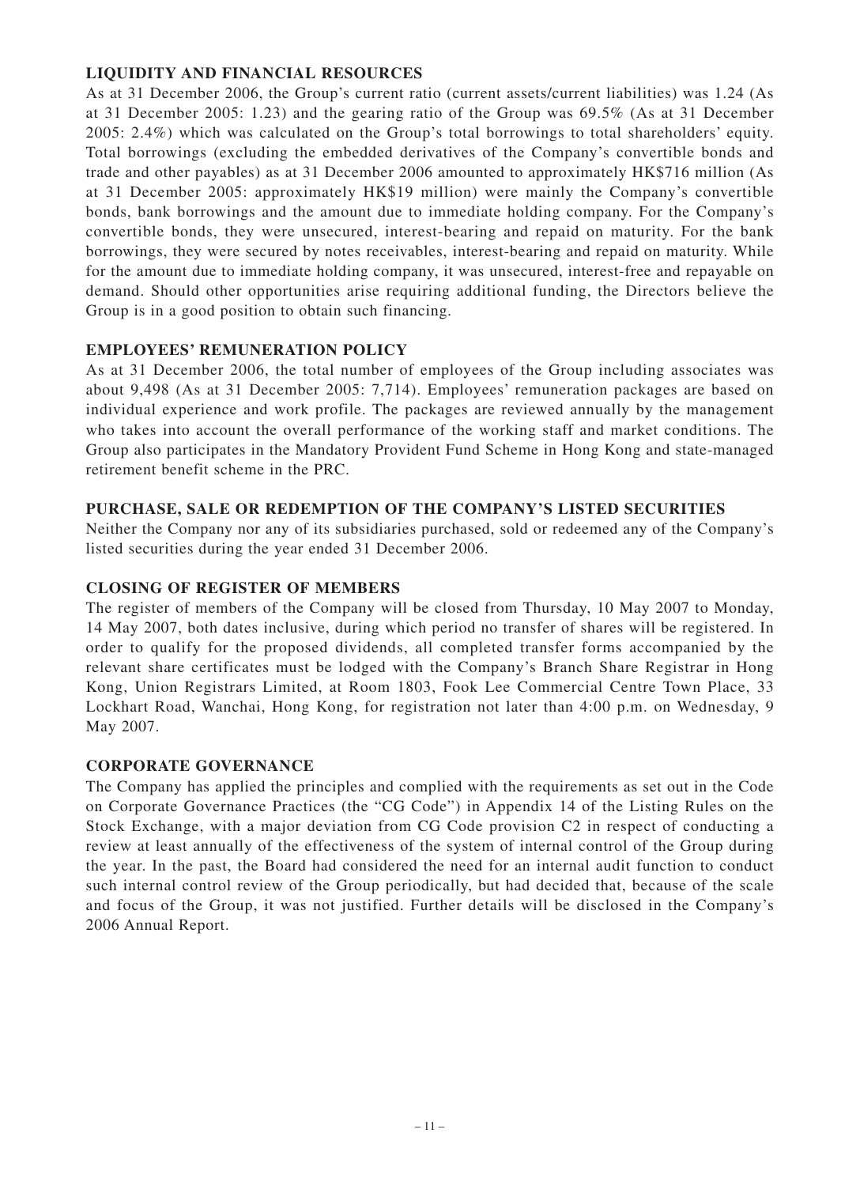## LIQUIDITY AND FINANCIAL RESOURCES

As at 31 December 2006, the Group's current ratio (current assets/current liabilities) was 1.24 (As at 31 December 2005: 1.23) and the gearing ratio of the Group was 69.5% (As at 31 December 2005: 2.4%) which was calculated on the Group's total borrowings to total shareholders' equity. Total borrowings (excluding the embedded derivatives of the Company's convertible bonds and trade and other payables) as at 31 December 2006 amounted to approximately HK$716 million (As at 31 December 2005: approximately HK$19 million) were mainly the Company's convertible bonds, bank borrowings and the amount due to immediate holding company. For the Company's convertible bonds, they were unsecured, interest-bearing and repaid on maturity. For the bank borrowings, they were secured by notes receivables, interest-bearing and repaid on maturity. While for the amount due to immediate holding company, it was unsecured, interest-free and repayable on demand. Should other opportunities arise requiring additional funding, the Directors believe the Group is in a good position to obtain such financing.

## EMPLOYEES' REMUNERATION POLICY

As at 31 December 2006, the total number of employees of the Group including associates was about 9,498 (As at 31 December 2005: 7,714). Employees' remuneration packages are based on individual experience and work profile. The packages are reviewed annually by the management who takes into account the overall performance of the working staff and market conditions. The Group also participates in the Mandatory Provident Fund Scheme in Hong Kong and state-managed retirement benefit scheme in the PRC.

## PURCHASE, SALE OR REDEMPTION OF THE COMPANY'S LISTED SECURITIES

Neither the Company nor any of its subsidiaries purchased, sold or redeemed any of the Company's listed securities during the year ended 31 December 2006.

## CLOSING OF REGISTER OF MEMBERS

The register of members of the Company will be closed from Thursday, 10 May 2007 to Monday, 14 May 2007, both dates inclusive, during which period no transfer of shares will be registered. In order to qualify for the proposed dividends, all completed transfer forms accompanied by the relevant share certificates must be lodged with the Company's Branch Share Registrar in Hong Kong, Union Registrars Limited, at Room 1803, Fook Lee Commercial Centre Town Place, 33 Lockhart Road, Wanchai, Hong Kong, for registration not later than 4:00 p.m. on Wednesday, 9 May 2007.

## CORPORATE GOVERNANCE

The Company has applied the principles and complied with the requirements as set out in the Code on Corporate Governance Practices (the "CG Code") in Appendix 14 of the Listing Rules on the Stock Exchange, with a major deviation from CG Code provision C2 in respect of conducting a review at least annually of the effectiveness of the system of internal control of the Group during the year. In the past, the Board had considered the need for an internal audit function to conduct such internal control review of the Group periodically, but had decided that, because of the scale and focus of the Group, it was not justified. Further details will be disclosed in the Company's 2006 Annual Report.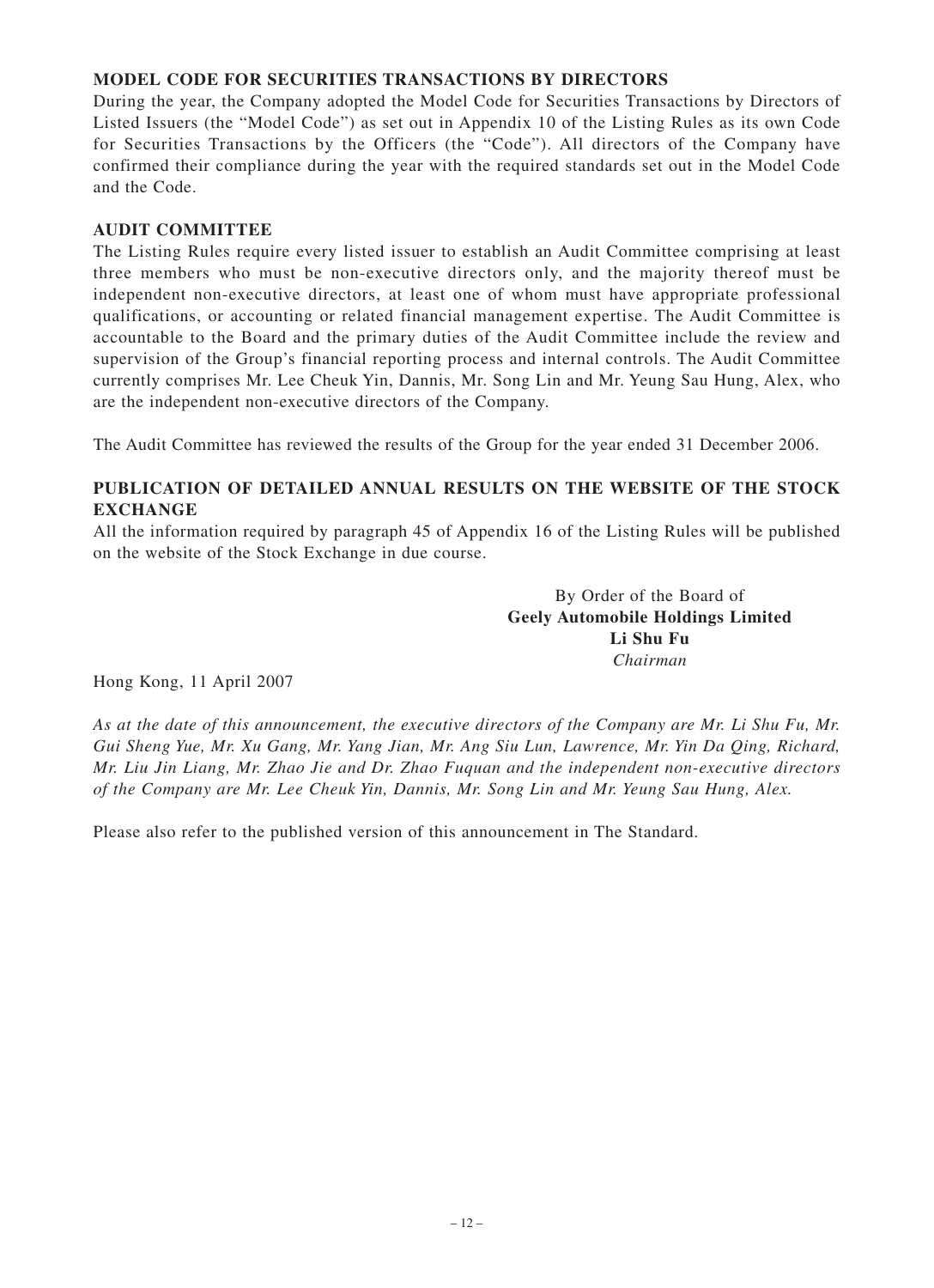## MODEL CODE FOR SECURITIES TRANSACTIONS BY DIRECTORS

During the year, the Company adopted the Model Code for Securities Transactions by Directors of Listed Issuers (the "Model Code") as set out in Appendix 10 of the Listing Rules as its own Code for Securities Transactions by the Officers (the "Code"). All directors of the Company have confirmed their compliance during the year with the required standards set out in the Model Code and the Code.

## AUDIT COMMITTEE

The Listing Rules require every listed issuer to establish an Audit Committee comprising at least three members who must be non-executive directors only, and the majority thereof must be independent non-executive directors, at least one of whom must have appropriate professional qualifications, or accounting or related financial management expertise. The Audit Committee is accountable to the Board and the primary duties of the Audit Committee include the review and supervision of the Group's financial reporting process and internal controls. The Audit Committee currently comprises Mr. Lee Cheuk Yin, Dannis, Mr. Song Lin and Mr. Yeung Sau Hung, Alex, who are the independent non-executive directors of the Company.

The Audit Committee has reviewed the results of the Group for the year ended 31 December 2006.

## PUBLICATION OF DETAILED ANNUAL RESULTS ON THE WEBSITE OF THE STOCK EXCHANGE

All the information required by paragraph 45 of Appendix 16 of the Listing Rules will be published on the website of the Stock Exchange in due course.

By Order of the Board of
**Geely Automobile Holdings Limited**
**Li Shu Fu**
*Chairman*

Hong Kong, 11 April 2007

*As at the date of this announcement, the executive directors of the Company are Mr. Li Shu Fu, Mr. Gui Sheng Yue, Mr. Xu Gang, Mr. Yang Jian, Mr. Ang Siu Lun, Lawrence, Mr. Yin Da Qing, Richard, Mr. Liu Jin Liang, Mr. Zhao Jie and Dr. Zhao Fuquan and the independent non-executive directors of the Company are Mr. Lee Cheuk Yin, Dannis, Mr. Song Lin and Mr. Yeung Sau Hung, Alex.*

Please also refer to the published version of this announcement in The Standard.